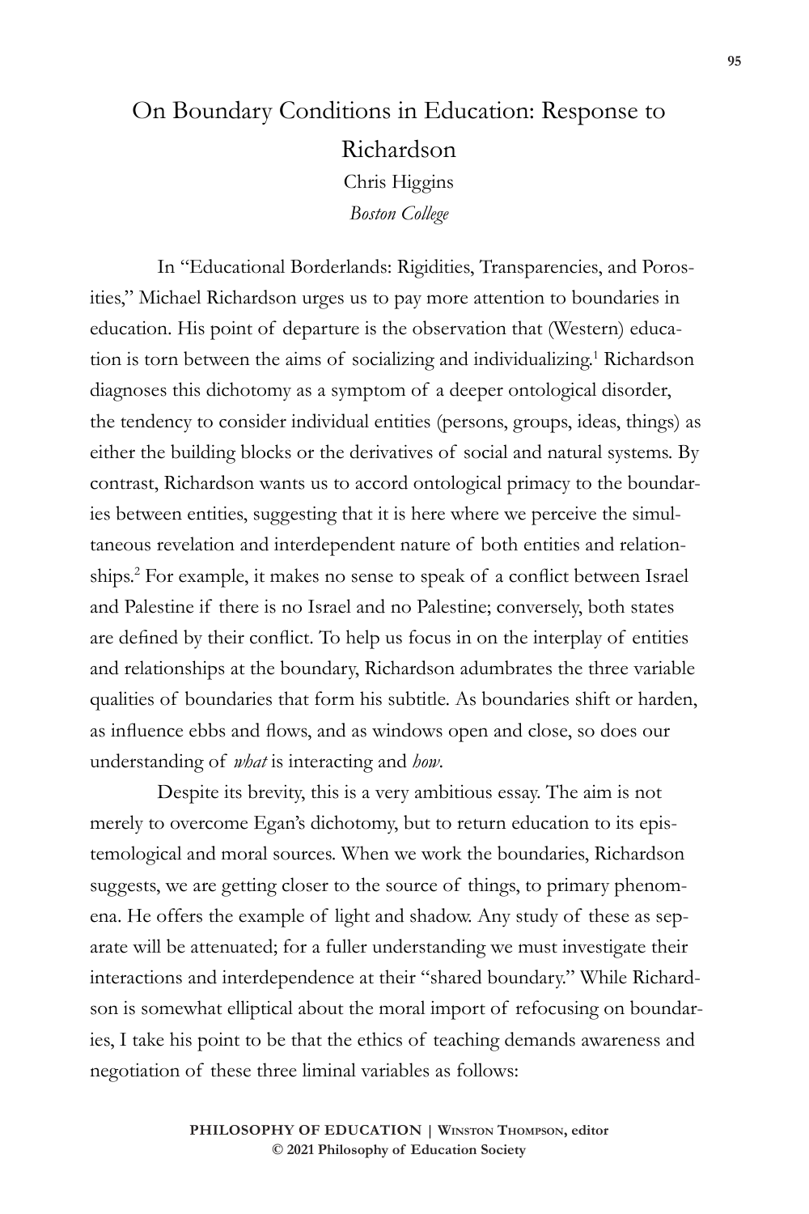# On Boundary Conditions in Education: Response to Richardson

Chris Higgins

*Boston College*

In "Educational Borderlands: Rigidities, Transparencies, and Porosities," Michael Richardson urges us to pay more attention to boundaries in education. His point of departure is the observation that (Western) education is torn between the aims of socializing and individualizing.[1] Richardson diagnoses this dichotomy as a symptom of a deeper ontological disorder, the tendency to consider individual entities (persons, groups, ideas, things) as either the building blocks or the derivatives of social and natural systems. By contrast, Richardson wants us to accord ontological primacy to the boundaries between entities, suggesting that it is here where we perceive the simultaneous revelation and interdependent nature of both entities and relationships.[2] For example, it makes no sense to speak of a conflict between Israel and Palestine if there is no Israel and no Palestine; conversely, both states are defined by their conflict. To help us focus in on the interplay of entities and relationships at the boundary, Richardson adumbrates the three variable qualities of boundaries that form his subtitle. As boundaries shift or harden, as influence ebbs and flows, and as windows open and close, so does our understanding of *what* is interacting and *how*.

Despite its brevity, this is a very ambitious essay. The aim is not merely to overcome Egan's dichotomy, but to return education to its epistemological and moral sources. When we work the boundaries, Richardson suggests, we are getting closer to the source of things, to primary phenomena. He offers the example of light and shadow. Any study of these as separate will be attenuated; for a fuller understanding we must investigate their interactions and interdependence at their "shared boundary." While Richardson is somewhat elliptical about the moral import of refocusing on boundaries, I take his point to be that the ethics of teaching demands awareness and negotiation of these three liminal variables as follows: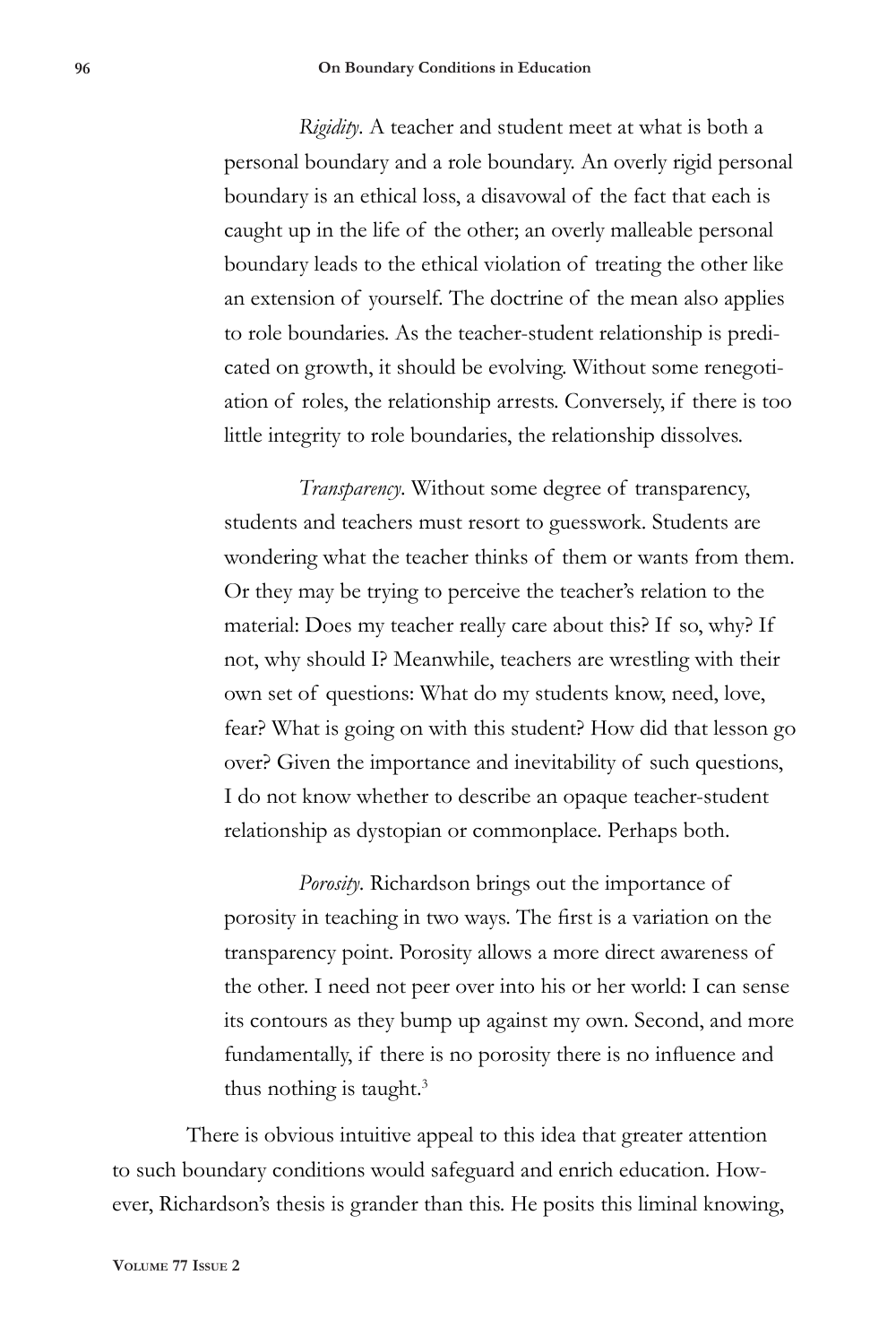*Rigidity*. A teacher and student meet at what is both a personal boundary and a role boundary. An overly rigid personal boundary is an ethical loss, a disavowal of the fact that each is caught up in the life of the other; an overly malleable personal boundary leads to the ethical violation of treating the other like an extension of yourself. The doctrine of the mean also applies to role boundaries. As the teacher-student relationship is predicated on growth, it should be evolving. Without some renegotiation of roles, the relationship arrests. Conversely, if there is too little integrity to role boundaries, the relationship dissolves.

*Transparency*. Without some degree of transparency, students and teachers must resort to guesswork. Students are wondering what the teacher thinks of them or wants from them. Or they may be trying to perceive the teacher's relation to the material: Does my teacher really care about this? If so, why? If not, why should I? Meanwhile, teachers are wrestling with their own set of questions: What do my students know, need, love, fear? What is going on with this student? How did that lesson go over? Given the importance and inevitability of such questions, I do not know whether to describe an opaque teacher-student relationship as dystopian or commonplace. Perhaps both.

*Porosity*. Richardson brings out the importance of porosity in teaching in two ways. The first is a variation on the transparency point. Porosity allows a more direct awareness of the other. I need not peer over into his or her world: I can sense its contours as they bump up against my own. Second, and more fundamentally, if there is no porosity there is no influence and thus nothing is taught.[3]

There is obvious intuitive appeal to this idea that greater attention to such boundary conditions would safeguard and enrich education. However, Richardson's thesis is grander than this. He posits this liminal knowing,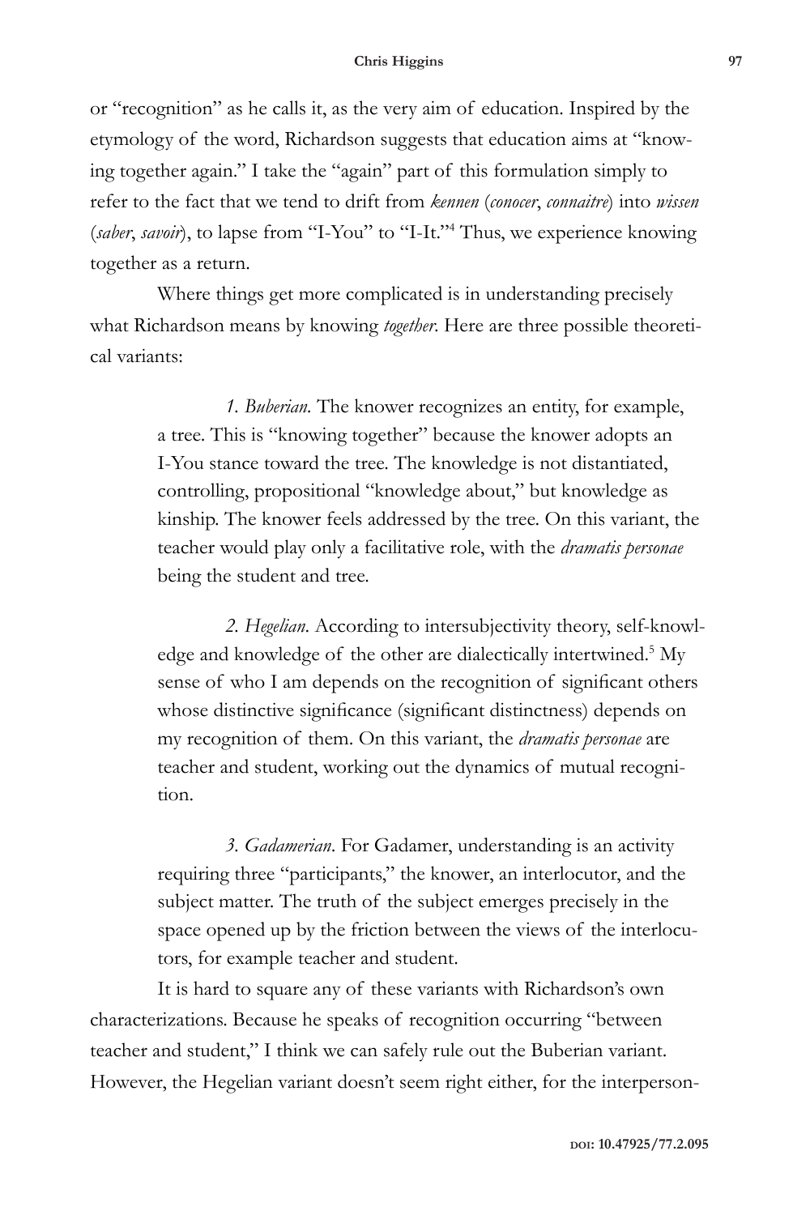or "recognition" as he calls it, as the very aim of education. Inspired by the etymology of the word, Richardson suggests that education aims at "knowing together again." I take the "again" part of this formulation simply to refer to the fact that we tend to drift from *kennen* (*conocer*, *connaitre*) into *wissen* (*saber*, *savoir*), to lapse from "I-You" to "I-It."[4] Thus, we experience knowing together as a return.

Where things get more complicated is in understanding precisely what Richardson means by knowing *together*. Here are three possible theoretical variants:

> *1. Buberian.* The knower recognizes an entity, for example, a tree. This is "knowing together" because the knower adopts an I-You stance toward the tree. The knowledge is not distantiated, controlling, propositional "knowledge about," but knowledge as kinship. The knower feels addressed by the tree. On this variant, the teacher would play only a facilitative role, with the *dramatis personae* being the student and tree.
>
> *2. Hegelian.* According to intersubjectivity theory, self-knowledge and knowledge of the other are dialectically intertwined.[5] My sense of who I am depends on the recognition of significant others whose distinctive significance (significant distinctness) depends on my recognition of them. On this variant, the *dramatis personae* are teacher and student, working out the dynamics of mutual recognition.
>
> *3. Gadamerian.* For Gadamer, understanding is an activity requiring three "participants," the knower, an interlocutor, and the subject matter. The truth of the subject emerges precisely in the space opened up by the friction between the views of the interlocutors, for example teacher and student.

It is hard to square any of these variants with Richardson's own characterizations. Because he speaks of recognition occurring "between teacher and student," I think we can safely rule out the Buberian variant. However, the Hegelian variant doesn't seem right either, for the interperson-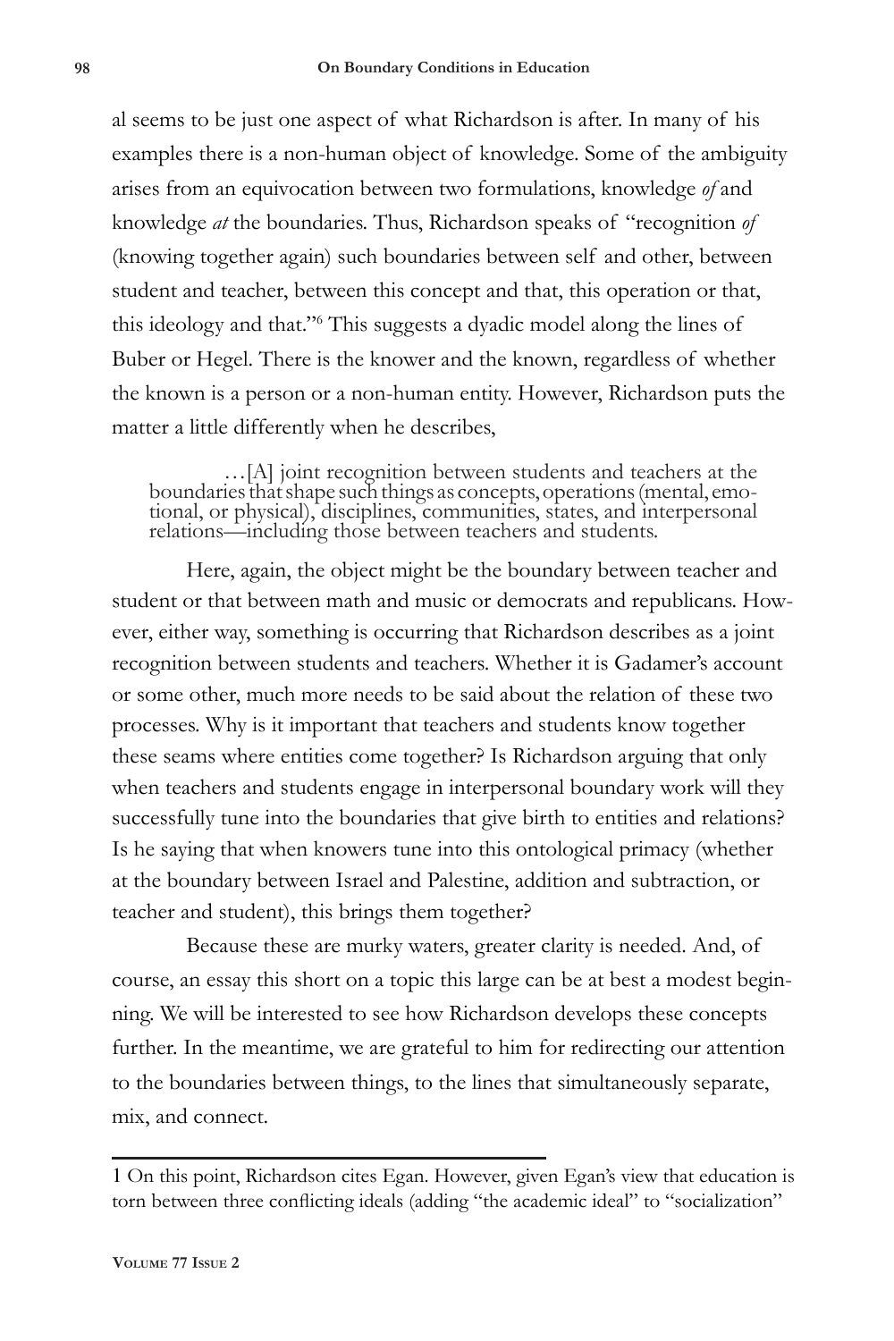al seems to be just one aspect of what Richardson is after. In many of his examples there is a non-human object of knowledge. Some of the ambiguity arises from an equivocation between two formulations, knowledge *of* and knowledge *at* the boundaries. Thus, Richardson speaks of "recognition *of* (knowing together again) such boundaries between self and other, between student and teacher, between this concept and that, this operation or that, this ideology and that."[6] This suggests a dyadic model along the lines of Buber or Hegel. There is the knower and the known, regardless of whether the known is a person or a non-human entity. However, Richardson puts the matter a little differently when he describes,

> …[A] joint recognition between students and teachers at the boundaries that shape such things as concepts, operations (mental, emotional, or physical), disciplines, communities, states, and interpersonal relations—including those between teachers and students.

Here, again, the object might be the boundary between teacher and student or that between math and music or democrats and republicans. However, either way, something is occurring that Richardson describes as a joint recognition between students and teachers. Whether it is Gadamer's account or some other, much more needs to be said about the relation of these two processes. Why is it important that teachers and students know together these seams where entities come together? Is Richardson arguing that only when teachers and students engage in interpersonal boundary work will they successfully tune into the boundaries that give birth to entities and relations? Is he saying that when knowers tune into this ontological primacy (whether at the boundary between Israel and Palestine, addition and subtraction, or teacher and student), this brings them together?

Because these are murky waters, greater clarity is needed. And, of course, an essay this short on a topic this large can be at best a modest beginning. We will be interested to see how Richardson develops these concepts further. In the meantime, we are grateful to him for redirecting our attention to the boundaries between things, to the lines that simultaneously separate, mix, and connect.

---

1 On this point, Richardson cites Egan. However, given Egan's view that education is torn between three conflicting ideals (adding "the academic ideal" to "socialization"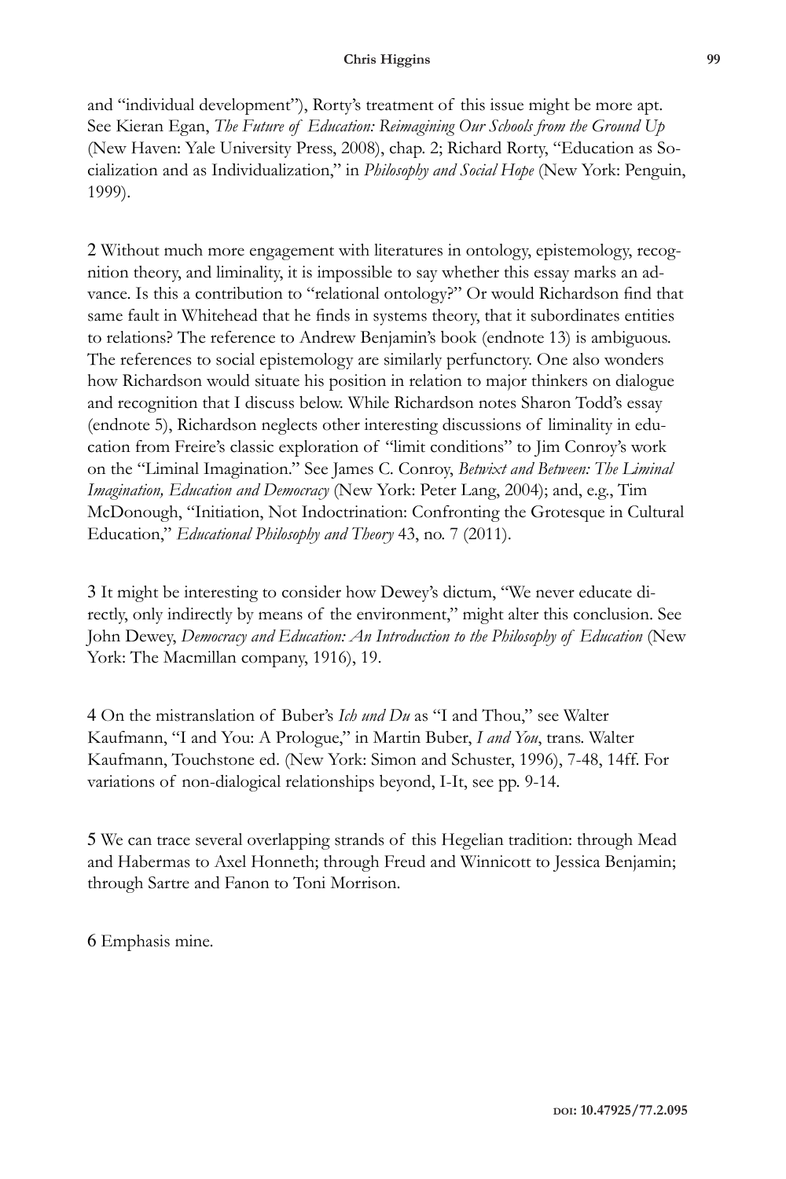and "individual development"), Rorty's treatment of this issue might be more apt. See Kieran Egan, *The Future of Education: Reimagining Our Schools from the Ground Up* (New Haven: Yale University Press, 2008), chap. 2; Richard Rorty, "Education as Socialization and as Individualization," in *Philosophy and Social Hope* (New York: Penguin, 1999).

2 Without much more engagement with literatures in ontology, epistemology, recognition theory, and liminality, it is impossible to say whether this essay marks an advance. Is this a contribution to "relational ontology?" Or would Richardson find that same fault in Whitehead that he finds in systems theory, that it subordinates entities to relations? The reference to Andrew Benjamin's book (endnote 13) is ambiguous. The references to social epistemology are similarly perfunctory. One also wonders how Richardson would situate his position in relation to major thinkers on dialogue and recognition that I discuss below. While Richardson notes Sharon Todd's essay (endnote 5), Richardson neglects other interesting discussions of liminality in education from Freire's classic exploration of "limit conditions" to Jim Conroy's work on the "Liminal Imagination." See James C. Conroy, *Betwixt and Between: The Liminal Imagination, Education and Democracy* (New York: Peter Lang, 2004); and, e.g., Tim McDonough, "Initiation, Not Indoctrination: Confronting the Grotesque in Cultural Education," *Educational Philosophy and Theory* 43, no. 7 (2011).

3 It might be interesting to consider how Dewey's dictum, "We never educate directly, only indirectly by means of the environment," might alter this conclusion. See John Dewey, *Democracy and Education: An Introduction to the Philosophy of Education* (New York: The Macmillan company, 1916), 19.

4 On the mistranslation of Buber's *Ich und Du* as "I and Thou," see Walter Kaufmann, "I and You: A Prologue," in Martin Buber, *I and You*, trans. Walter Kaufmann, Touchstone ed. (New York: Simon and Schuster, 1996), 7-48, 14ff. For variations of non-dialogical relationships beyond, I-It, see pp. 9-14.

5 We can trace several overlapping strands of this Hegelian tradition: through Mead and Habermas to Axel Honneth; through Freud and Winnicott to Jessica Benjamin; through Sartre and Fanon to Toni Morrison.

6 Emphasis mine.